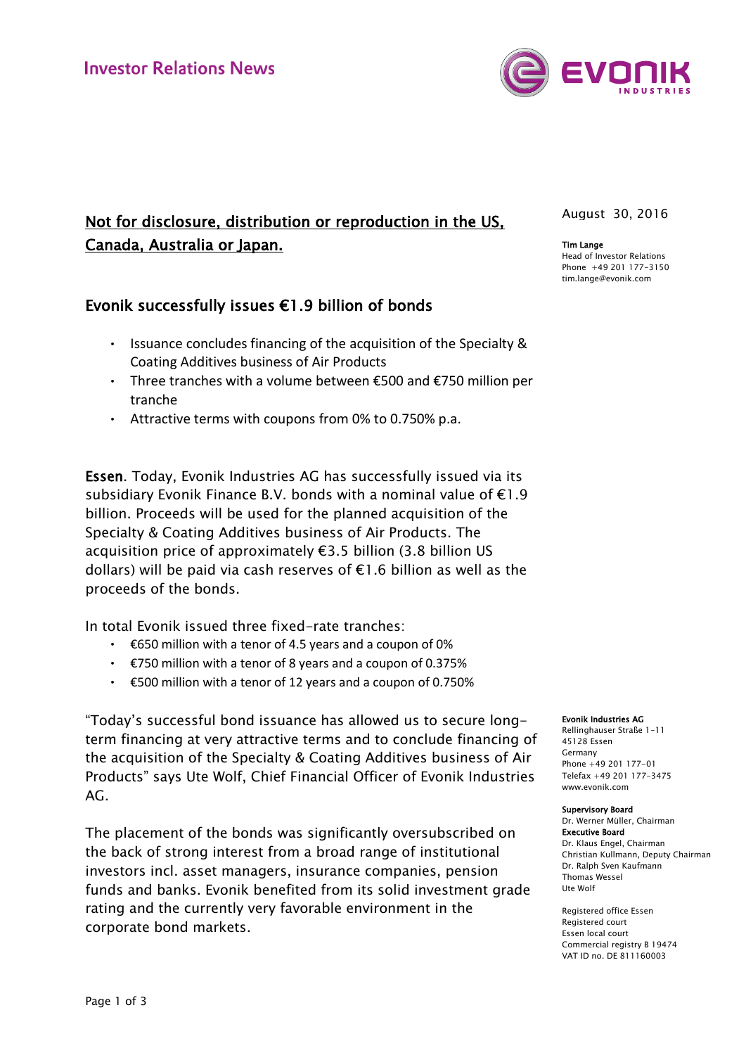Investor Relations News

August 30, 2016

**Tim Lange**
Head of Investor Relations
Phone +49 201 177-3150
tim.lange@evonik.com

**Not for disclosure, distribution or reproduction in the US, Canada, Australia or Japan.**

## Evonik successfully issues €1.9 billion of bonds

- Issuance concludes financing of the acquisition of the Specialty & Coating Additives business of Air Products
- Three tranches with a volume between €500 and €750 million per tranche
- Attractive terms with coupons from 0% to 0.750% p.a.

**Essen**. Today, Evonik Industries AG has successfully issued via its subsidiary Evonik Finance B.V. bonds with a nominal value of €1.9 billion. Proceeds will be used for the planned acquisition of the Specialty & Coating Additives business of Air Products. The acquisition price of approximately €3.5 billion (3.8 billion US dollars) will be paid via cash reserves of €1.6 billion as well as the proceeds of the bonds.

In total Evonik issued three fixed-rate tranches:

- €650 million with a tenor of 4.5 years and a coupon of 0%
- €750 million with a tenor of 8 years and a coupon of 0.375%
- €500 million with a tenor of 12 years and a coupon of 0.750%

"Today's successful bond issuance has allowed us to secure long-term financing at very attractive terms and to conclude financing of the acquisition of the Specialty & Coating Additives business of Air Products" says Ute Wolf, Chief Financial Officer of Evonik Industries AG.

The placement of the bonds was significantly oversubscribed on the back of strong interest from a broad range of institutional investors incl. asset managers, insurance companies, pension funds and banks. Evonik benefited from its solid investment grade rating and the currently very favorable environment in the corporate bond markets.

**Evonik Industries AG**
Rellinghauser Straße 1-11
45128 Essen
Germany
Phone +49 201 177-01
Telefax +49 201 177-3475
www.evonik.com

**Supervisory Board**
Dr. Werner Müller, Chairman

**Executive Board**
Dr. Klaus Engel, Chairman
Christian Kullmann, Deputy Chairman
Dr. Ralph Sven Kaufmann
Thomas Wessel
Ute Wolf

Registered office Essen
Registered court
Essen local court
Commercial registry B 19474
VAT ID no. DE 811160003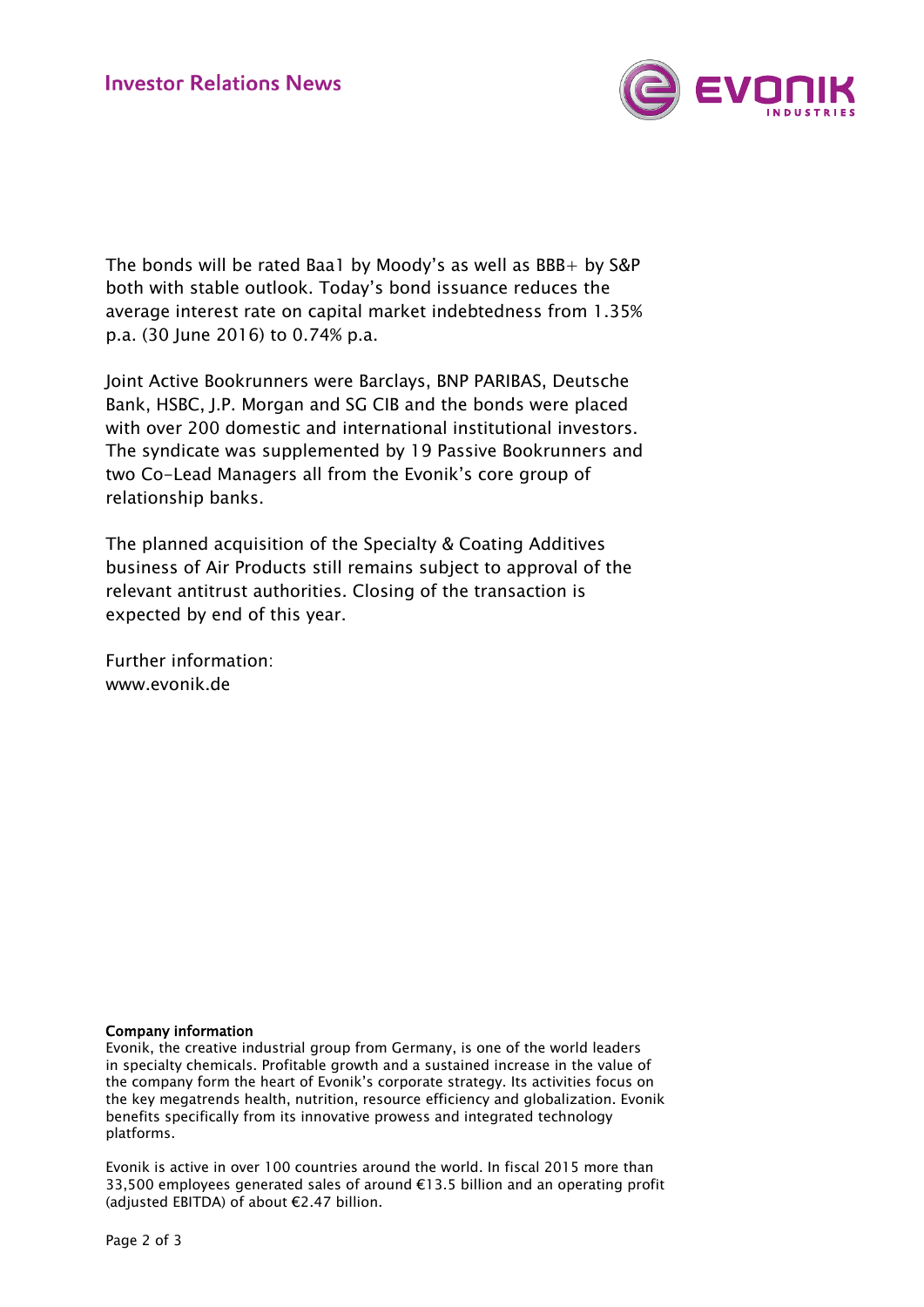The bonds will be rated Baa1 by Moody's as well as BBB+ by S&P both with stable outlook. Today's bond issuance reduces the average interest rate on capital market indebtedness from 1.35% p.a. (30 June 2016) to 0.74% p.a.

Joint Active Bookrunners were Barclays, BNP PARIBAS, Deutsche Bank, HSBC, J.P. Morgan and SG CIB and the bonds were placed with over 200 domestic and international institutional investors. The syndicate was supplemented by 19 Passive Bookrunners and two Co-Lead Managers all from the Evonik's core group of relationship banks.

The planned acquisition of the Specialty & Coating Additives business of Air Products still remains subject to approval of the relevant antitrust authorities. Closing of the transaction is expected by end of this year.

Further information:
www.evonik.de

**Company information**
Evonik, the creative industrial group from Germany, is one of the world leaders in specialty chemicals. Profitable growth and a sustained increase in the value of the company form the heart of Evonik's corporate strategy. Its activities focus on the key megatrends health, nutrition, resource efficiency and globalization. Evonik benefits specifically from its innovative prowess and integrated technology platforms.

Evonik is active in over 100 countries around the world. In fiscal 2015 more than 33,500 employees generated sales of around €13.5 billion and an operating profit (adjusted EBITDA) of about €2.47 billion.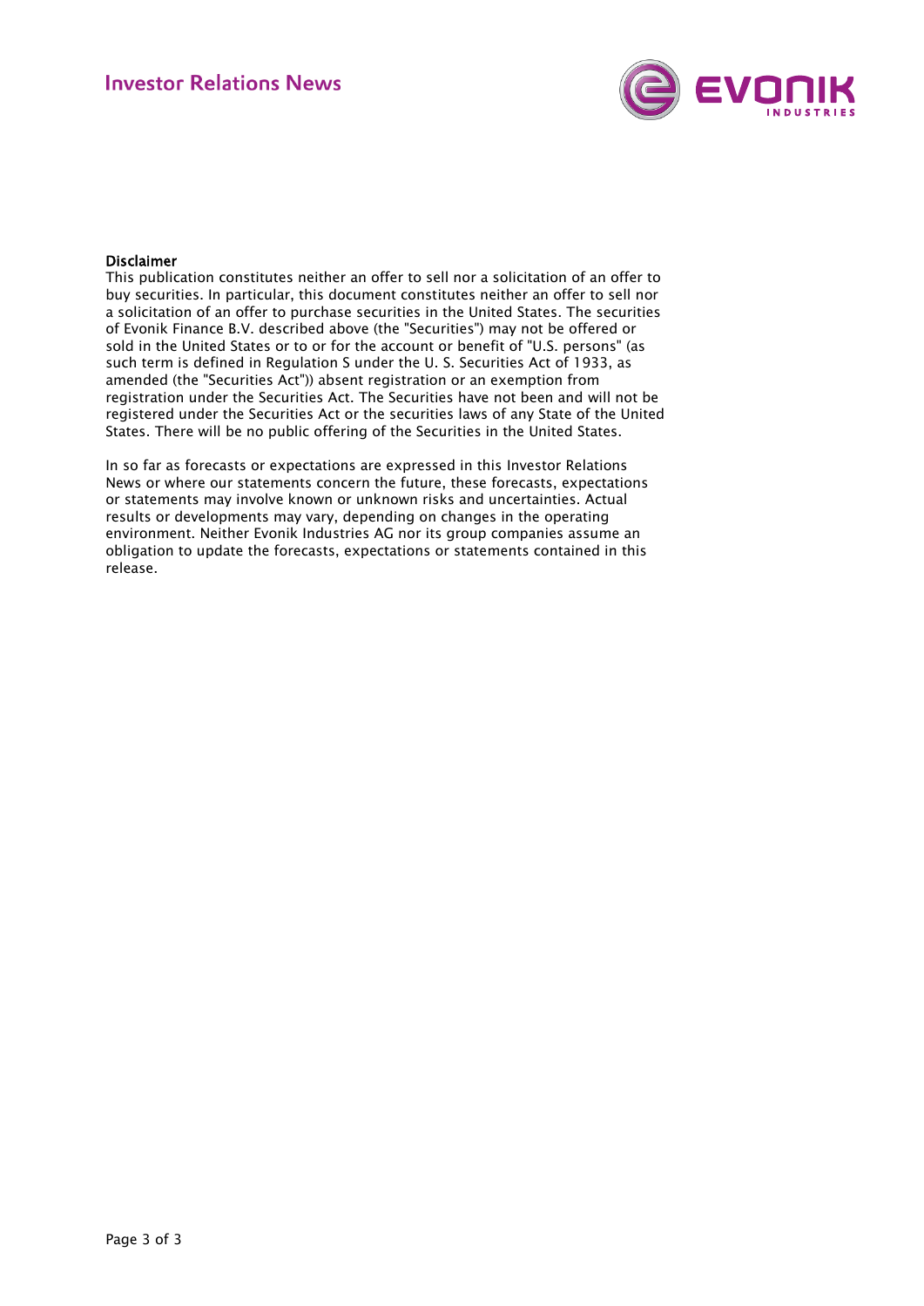**Disclaimer**

This publication constitutes neither an offer to sell nor a solicitation of an offer to buy securities. In particular, this document constitutes neither an offer to sell nor a solicitation of an offer to purchase securities in the United States. The securities of Evonik Finance B.V. described above (the "Securities") may not be offered or sold in the United States or to or for the account or benefit of "U.S. persons" (as such term is defined in Regulation S under the U. S. Securities Act of 1933, as amended (the "Securities Act")) absent registration or an exemption from registration under the Securities Act. The Securities have not been and will not be registered under the Securities Act or the securities laws of any State of the United States. There will be no public offering of the Securities in the United States.

In so far as forecasts or expectations are expressed in this Investor Relations News or where our statements concern the future, these forecasts, expectations or statements may involve known or unknown risks and uncertainties. Actual results or developments may vary, depending on changes in the operating environment. Neither Evonik Industries AG nor its group companies assume an obligation to update the forecasts, expectations or statements contained in this release.